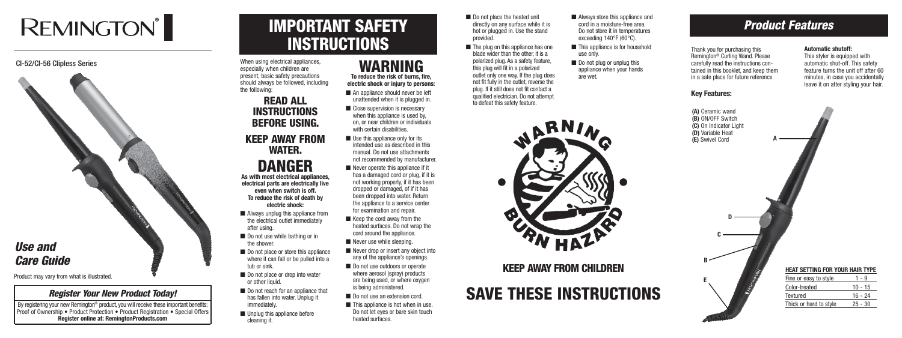# REMINGTON®

CI-52/CI-56 Clipless Series

## *Use and Care Guide*

Product may vary from what is illustrated.

### *Register Your New Product Today!*

By registering your new Remington® product, you will receive these important benefits: Proof of Ownership • Product Protection • Product Registration • Special Offers
**Register online at: RemingtonProducts.com**

# IMPORTANT SAFETY INSTRUCTIONS

When using electrical appliances, especially when children are present, basic safety precautions should always be followed, including the following:

## READ ALL INSTRUCTIONS BEFORE USING.

## KEEP AWAY FROM WATER.

# DANGER

**As with most electrical appliances, electrical parts are electrically live even when switch is off. To reduce the risk of death by electric shock:**

- Always unplug this appliance from the electrical outlet immediately after using.
- Do not use while bathing or in the shower.
- Do not place or store this appliance where it can fall or be pulled into a tub or sink.
- Do not place or drop into water or other liquid.
- Do not reach for an appliance that has fallen into water. Unplug it immediately.
- Unplug this appliance before cleaning it.

# WARNING

**To reduce the risk of burns, fire, electric shock or injury to persons:**

- An appliance should never be left unattended when it is plugged in.
- Close supervision is necessary when this appliance is used by, on, or near children or individuals with certain disabilities.
- Use this appliance only for its intended use as described in this manual. Do not use attachments not recommended by manufacturer.
- Never operate this appliance if it has a damaged cord or plug, if it is not working properly, if it has been dropped or damaged, of if it has been dropped into water. Return the appliance to a service center for examination and repair.
- Keep the cord away from the heated surfaces. Do not wrap the cord around the appliance.
- Never use while sleeping.
- Never drop or insert any object into any of the appliance's openings.
- Do not use outdoors or operate where aerosol (spray) products are being used, or where oxygen is being administered.
- Do not use an extension cord.
- This appliance is hot when in use. Do not let eyes or bare skin touch heated surfaces.
- Do not place the heated unit directly on any surface while it is hot or plugged in. Use the stand provided.
- The plug on this appliance has one blade wider than the other, it is a polarized plug. As a safety feature, this plug will fit in a polarized outlet only one way. If the plug does not fit fully in the outlet, reverse the plug. If it still does not fit contact a qualified electrician. Do not attempt to defeat this safety feature.
- Always store this appliance and cord in a moisture-free area. Do not store it in temperatures exceeding 140°F (60°C).
- This appliance is for household use only.
- Do not plug or unplug this appliance when your hands are wet.

WARNING BURN HAZARD

## KEEP AWAY FROM CHILDREN

# SAVE THESE INSTRUCTIONS

## *Product Features*

Thank you for purchasing this Remington® Curling Wand. Please carefully read the instructions contained in this booklet, and keep them in a safe place for future reference.

### Key Features:

**(A)** Ceramic wand
**(B)** ON/OFF Switch
**(C)** On Indicator Light
**(D)** Variable Heat
**(E)** Swivel Cord

**Automatic shutoff:**
This styler is equipped with automatic shut-off. This safety feature turns the unit off after 60 minutes, in case you accidentally leave it on after styling your hair.

| HEAT SETTING FOR YOUR HAIR TYPE | |
|---|---|
| Fine or easy to style | 1 - 9 |
| Color-treated | 10 - 15 |
| Textured | 16 - 24 |
| Thick or hard to style | 25 - 30 |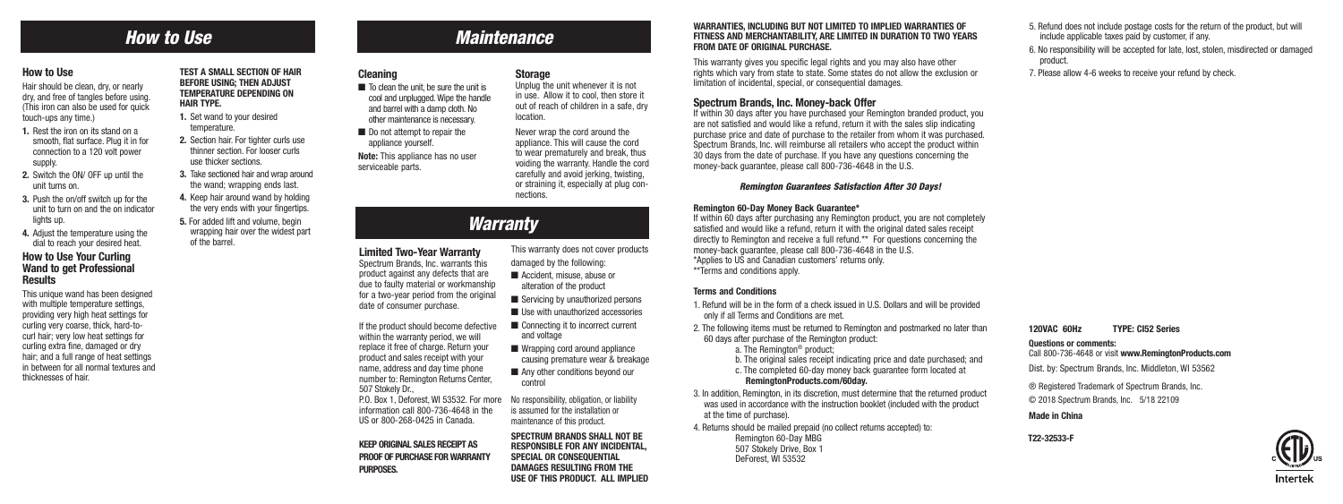# How to Use

## How to Use

Hair should be clean, dry, or nearly dry, and free of tangles before using. (This iron can also be used for quick touch-ups any time.)

1. Rest the iron on its stand on a smooth, flat surface. Plug it in for connection to a 120 volt power supply.
2. Switch the ON/ OFF up until the unit turns on.
3. Push the on/off switch up for the unit to turn on and the on indicator lights up.
4. Adjust the temperature using the dial to reach your desired heat.

## How to Use Your Curling Wand to get Professional Results

This unique wand has been designed with multiple temperature settings, providing very high heat settings for curling very coarse, thick, hard-to-curl hair; very low heat settings for curling extra fine, damaged or dry hair; and a full range of heat settings in between for all normal textures and thicknesses of hair.

**TEST A SMALL SECTION OF HAIR BEFORE USING; THEN ADJUST TEMPERATURE DEPENDING ON HAIR TYPE.**

1. Set wand to your desired temperature.
2. Section hair. For tighter curls use thinner section. For looser curls use thicker sections.
3. Take sectioned hair and wrap around the wand; wrapping ends last.
4. Keep hair around wand by holding the very ends with your fingertips.
5. For added lift and volume, begin wrapping hair over the widest part of the barrel.

# Maintenance

## Cleaning

- To clean the unit, be sure the unit is cool and unplugged. Wipe the handle and barrel with a damp cloth. No other maintenance is necessary.
- Do not attempt to repair the appliance yourself.

**Note:** This appliance has no user serviceable parts.

## Storage

Unplug the unit whenever it is not in use. Allow it to cool, then store it out of reach of children in a safe, dry location.

Never wrap the cord around the appliance. This will cause the cord to wear prematurely and break, thus voiding the warranty. Handle the cord carefully and avoid jerking, twisting, or straining it, especially at plug connections.

# Warranty

## Limited Two-Year Warranty

Spectrum Brands, Inc. warrants this product against any defects that are due to faulty material or workmanship for a two-year period from the original date of consumer purchase.

If the product should become defective within the warranty period, we will replace it free of charge. Return your product and sales receipt with your name, address and day time phone number to: Remington Returns Center, 507 Stokely Dr., P.O. Box 1, Deforest, WI 53532. For more information call 800-736-4648 in the US or 800-268-0425 in Canada.

**KEEP ORIGINAL SALES RECEIPT AS PROOF OF PURCHASE FOR WARRANTY PURPOSES.**

This warranty does not cover products damaged by the following:

- Accident, misuse, abuse or alteration of the product
- Servicing by unauthorized persons
- Use with unauthorized accessories
- Connecting it to incorrect current and voltage
- Wrapping cord around appliance causing premature wear & breakage
- Any other conditions beyond our control

No responsibility, obligation, or liability is assumed for the installation or maintenance of this product.

**SPECTRUM BRANDS SHALL NOT BE RESPONSIBLE FOR ANY INCIDENTAL, SPECIAL OR CONSEQUENTIAL DAMAGES RESULTING FROM THE USE OF THIS PRODUCT. ALL IMPLIED WARRANTIES, INCLUDING BUT NOT LIMITED TO IMPLIED WARRANTIES OF FITNESS AND MERCHANTABILITY, ARE LIMITED IN DURATION TO TWO YEARS FROM DATE OF ORIGINAL PURCHASE.**

This warranty gives you specific legal rights and you may also have other rights which vary from state to state. Some states do not allow the exclusion or limitation of incidental, special, or consequential damages.

## Spectrum Brands, Inc. Money-back Offer

If within 30 days after you have purchased your Remington branded product, you are not satisfied and would like a refund, return it with the sales slip indicating purchase price and date of purchase to the retailer from whom it was purchased. Spectrum Brands, Inc. will reimburse all retailers who accept the product within 30 days from the date of purchase. If you have any questions concerning the money-back guarantee, please call 800-736-4648 in the U.S.

***Remington Guarantees Satisfaction After 30 Days!***

### Remington 60-Day Money Back Guarantee*

If within 60 days after purchasing any Remington product, you are not completely satisfied and would like a refund, return it with the original dated sales receipt directly to Remington and receive a full refund.** For questions concerning the money-back guarantee, please call 800-736-4648 in the U.S.
*Applies to US and Canadian customers' returns only.
**Terms and conditions apply.

### Terms and Conditions

1. Refund will be in the form of a check issued in U.S. Dollars and will be provided only if all Terms and Conditions are met.
2. The following items must be returned to Remington and postmarked no later than 60 days after purchase of the Remington product:
   a. The Remington® product;
   b. The original sales receipt indicating price and date purchased; and
   c. The completed 60-day money back guarantee form located at **RemingtonProducts.com/60day.**
3. In addition, Remington, in its discretion, must determine that the returned product was used in accordance with the instruction booklet (included with the product at the time of purchase).
4. Returns should be mailed prepaid (no collect returns accepted) to:
   Remington 60-Day MBG
   507 Stokely Drive, Box 1
   DeForest, WI 53532
5. Refund does not include postage costs for the return of the product, but will include applicable taxes paid by customer, if any.
6. No responsibility will be accepted for late, lost, stolen, misdirected or damaged product.
7. Please allow 4-6 weeks to receive your refund by check.

**120VAC 60Hz TYPE: CI52 Series**

**Questions or comments:**
Call 800-736-4648 or visit **www.RemingtonProducts.com**

Dist. by: Spectrum Brands, Inc. Middleton, WI 53562

® Registered Trademark of Spectrum Brands, Inc.

© 2018 Spectrum Brands, Inc. 5/18 22109

**Made in China**

**T22-32533-F**

Intertek